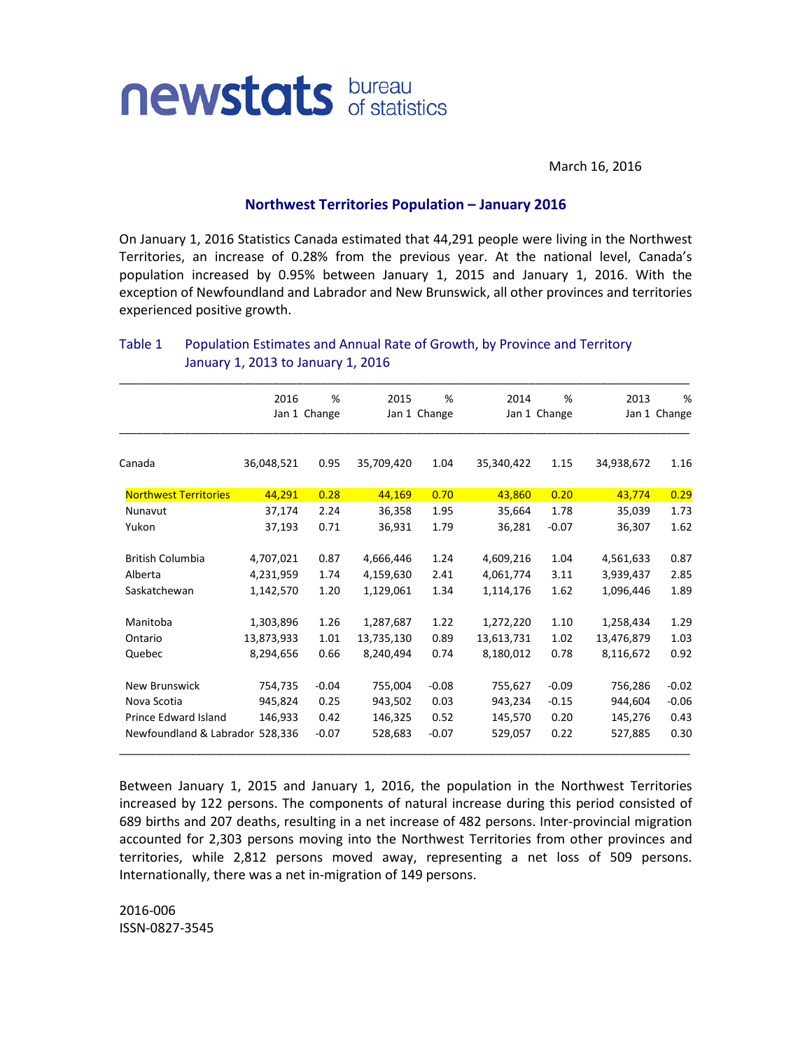newstats bureau of statistics

March 16, 2016

## Northwest Territories Population – January 2016

On January 1, 2016 Statistics Canada estimated that 44,291 people were living in the Northwest Territories, an increase of 0.28% from the previous year. At the national level, Canada's population increased by 0.95% between January 1, 2015 and January 1, 2016. With the exception of Newfoundland and Labrador and New Brunswick, all other provinces and territories experienced positive growth.

Table 1 Population Estimates and Annual Rate of Growth, by Province and Territory January 1, 2013 to January 1, 2016

| | 2016 Jan 1 | % Change | 2015 Jan 1 | % Change | 2014 Jan 1 | % Change | 2013 Jan 1 | % Change |
|---|---|---|---|---|---|---|---|---|
| Canada | 36,048,521 | 0.95 | 35,709,420 | 1.04 | 35,340,422 | 1.15 | 34,938,672 | 1.16 |
| Northwest Territories | 44,291 | 0.28 | 44,169 | 0.70 | 43,860 | 0.20 | 43,774 | 0.29 |
| Nunavut | 37,174 | 2.24 | 36,358 | 1.95 | 35,664 | 1.78 | 35,039 | 1.73 |
| Yukon | 37,193 | 0.71 | 36,931 | 1.79 | 36,281 | -0.07 | 36,307 | 1.62 |
| British Columbia | 4,707,021 | 0.87 | 4,666,446 | 1.24 | 4,609,216 | 1.04 | 4,561,633 | 0.87 |
| Alberta | 4,231,959 | 1.74 | 4,159,630 | 2.41 | 4,061,774 | 3.11 | 3,939,437 | 2.85 |
| Saskatchewan | 1,142,570 | 1.20 | 1,129,061 | 1.34 | 1,114,176 | 1.62 | 1,096,446 | 1.89 |
| Manitoba | 1,303,896 | 1.26 | 1,287,687 | 1.22 | 1,272,220 | 1.10 | 1,258,434 | 1.29 |
| Ontario | 13,873,933 | 1.01 | 13,735,130 | 0.89 | 13,613,731 | 1.02 | 13,476,879 | 1.03 |
| Quebec | 8,294,656 | 0.66 | 8,240,494 | 0.74 | 8,180,012 | 0.78 | 8,116,672 | 0.92 |
| New Brunswick | 754,735 | -0.04 | 755,004 | -0.08 | 755,627 | -0.09 | 756,286 | -0.02 |
| Nova Scotia | 945,824 | 0.25 | 943,502 | 0.03 | 943,234 | -0.15 | 944,604 | -0.06 |
| Prince Edward Island | 146,933 | 0.42 | 146,325 | 0.52 | 145,570 | 0.20 | 145,276 | 0.43 |
| Newfoundland & Labrador | 528,336 | -0.07 | 528,683 | -0.07 | 529,057 | 0.22 | 527,885 | 0.30 |

Between January 1, 2015 and January 1, 2016, the population in the Northwest Territories increased by 122 persons. The components of natural increase during this period consisted of 689 births and 207 deaths, resulting in a net increase of 482 persons. Inter-provincial migration accounted for 2,303 persons moving into the Northwest Territories from other provinces and territories, while 2,812 persons moved away, representing a net loss of 509 persons. Internationally, there was a net in-migration of 149 persons.

2016-006
ISSN-0827-3545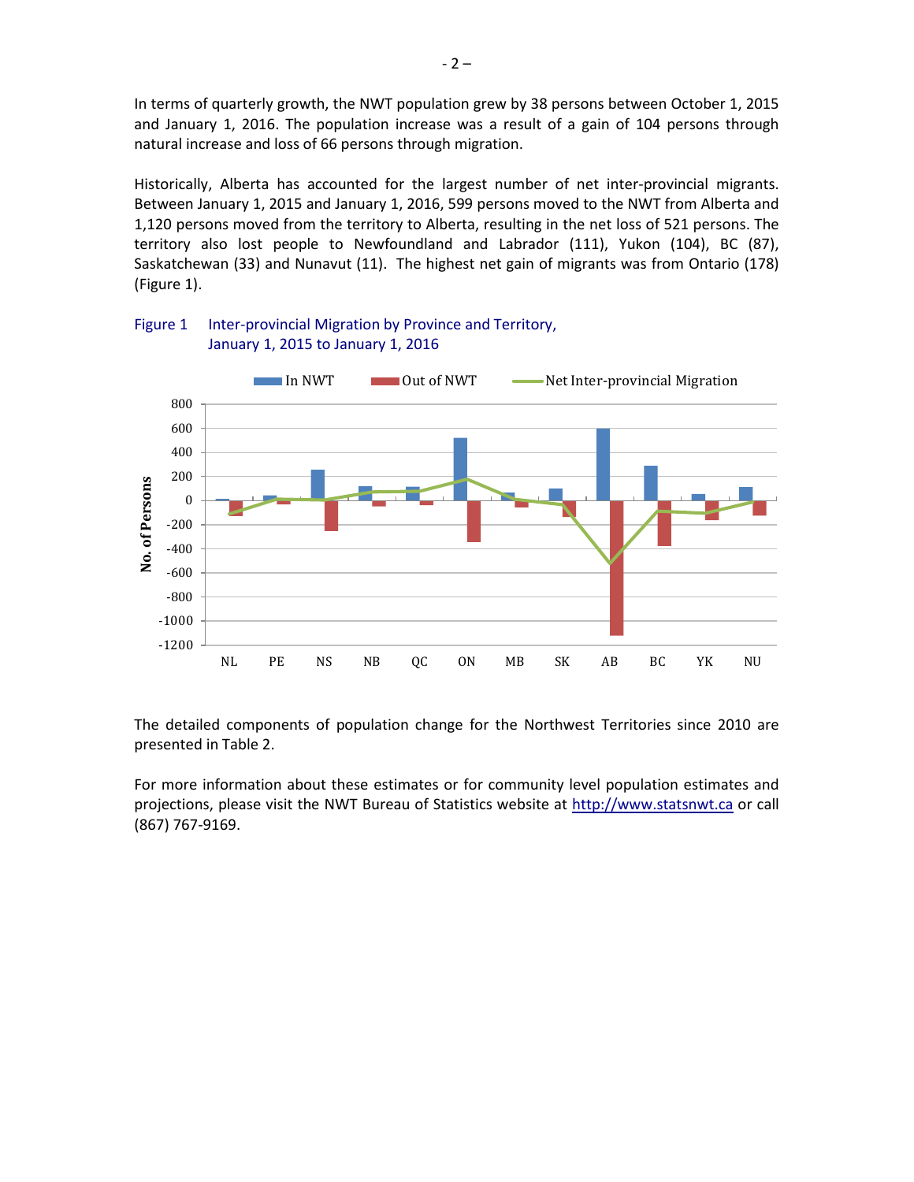In terms of quarterly growth, the NWT population grew by 38 persons between October 1, 2015 and January 1, 2016. The population increase was a result of a gain of 104 persons through natural increase and loss of 66 persons through migration.

Historically, Alberta has accounted for the largest number of net inter-provincial migrants. Between January 1, 2015 and January 1, 2016, 599 persons moved to the NWT from Alberta and 1,120 persons moved from the territory to Alberta, resulting in the net loss of 521 persons. The territory also lost people to Newfoundland and Labrador (111), Yukon (104), BC (87), Saskatchewan (33) and Nunavut (11). The highest net gain of migrants was from Ontario (178) (Figure 1).

Figure 1 Inter-provincial Migration by Province and Territory, January 1, 2015 to January 1, 2016

The detailed components of population change for the Northwest Territories since 2010 are presented in Table 2.

For more information about these estimates or for community level population estimates and projections, please visit the NWT Bureau of Statistics website at http://www.statsnwt.ca or call (867) 767-9169.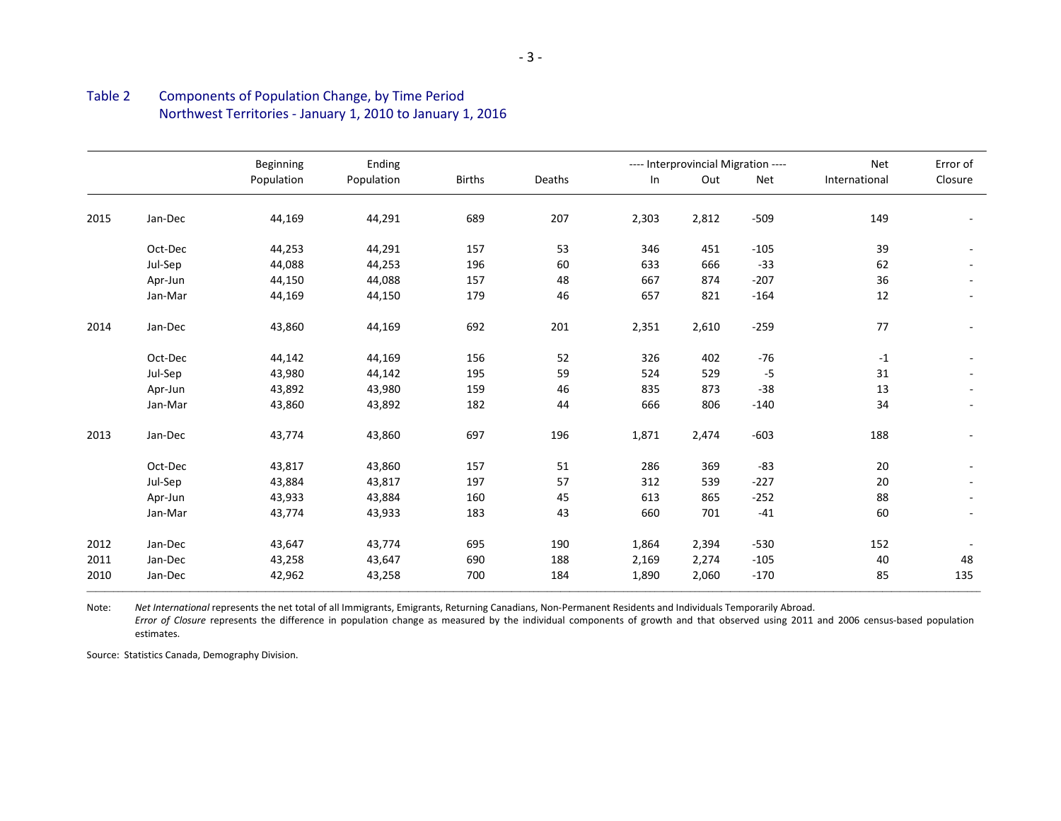## Table 2 Components of Population Change, by Time Period
### Northwest Territories - January 1, 2010 to January 1, 2016

| | | Beginning Population | Ending Population | Births | Deaths | ---- Interprovincial Migration ---- In | Out | Net | Net International | Error of Closure |
|---|---|---|---|---|---|---|---|---|---|---|
| 2015 | Jan-Dec | 44,169 | 44,291 | 689 | 207 | 2,303 | 2,812 | -509 | 149 | - |
| | Oct-Dec | 44,253 | 44,291 | 157 | 53 | 346 | 451 | -105 | 39 | - |
| | Jul-Sep | 44,088 | 44,253 | 196 | 60 | 633 | 666 | -33 | 62 | - |
| | Apr-Jun | 44,150 | 44,088 | 157 | 48 | 667 | 874 | -207 | 36 | - |
| | Jan-Mar | 44,169 | 44,150 | 179 | 46 | 657 | 821 | -164 | 12 | - |
| 2014 | Jan-Dec | 43,860 | 44,169 | 692 | 201 | 2,351 | 2,610 | -259 | 77 | - |
| | Oct-Dec | 44,142 | 44,169 | 156 | 52 | 326 | 402 | -76 | -1 | - |
| | Jul-Sep | 43,980 | 44,142 | 195 | 59 | 524 | 529 | -5 | 31 | - |
| | Apr-Jun | 43,892 | 43,980 | 159 | 46 | 835 | 873 | -38 | 13 | - |
| | Jan-Mar | 43,860 | 43,892 | 182 | 44 | 666 | 806 | -140 | 34 | - |
| 2013 | Jan-Dec | 43,774 | 43,860 | 697 | 196 | 1,871 | 2,474 | -603 | 188 | - |
| | Oct-Dec | 43,817 | 43,860 | 157 | 51 | 286 | 369 | -83 | 20 | - |
| | Jul-Sep | 43,884 | 43,817 | 197 | 57 | 312 | 539 | -227 | 20 | - |
| | Apr-Jun | 43,933 | 43,884 | 160 | 45 | 613 | 865 | -252 | 88 | - |
| | Jan-Mar | 43,774 | 43,933 | 183 | 43 | 660 | 701 | -41 | 60 | - |
| 2012 | Jan-Dec | 43,647 | 43,774 | 695 | 190 | 1,864 | 2,394 | -530 | 152 | - |
| 2011 | Jan-Dec | 43,258 | 43,647 | 690 | 188 | 2,169 | 2,274 | -105 | 40 | 48 |
| 2010 | Jan-Dec | 42,962 | 43,258 | 700 | 184 | 1,890 | 2,060 | -170 | 85 | 135 |

Note: *Net International* represents the net total of all Immigrants, Emigrants, Returning Canadians, Non-Permanent Residents and Individuals Temporarily Abroad.
*Error of Closure* represents the difference in population change as measured by the individual components of growth and that observed using 2011 and 2006 census-based population estimates.

Source: Statistics Canada, Demography Division.